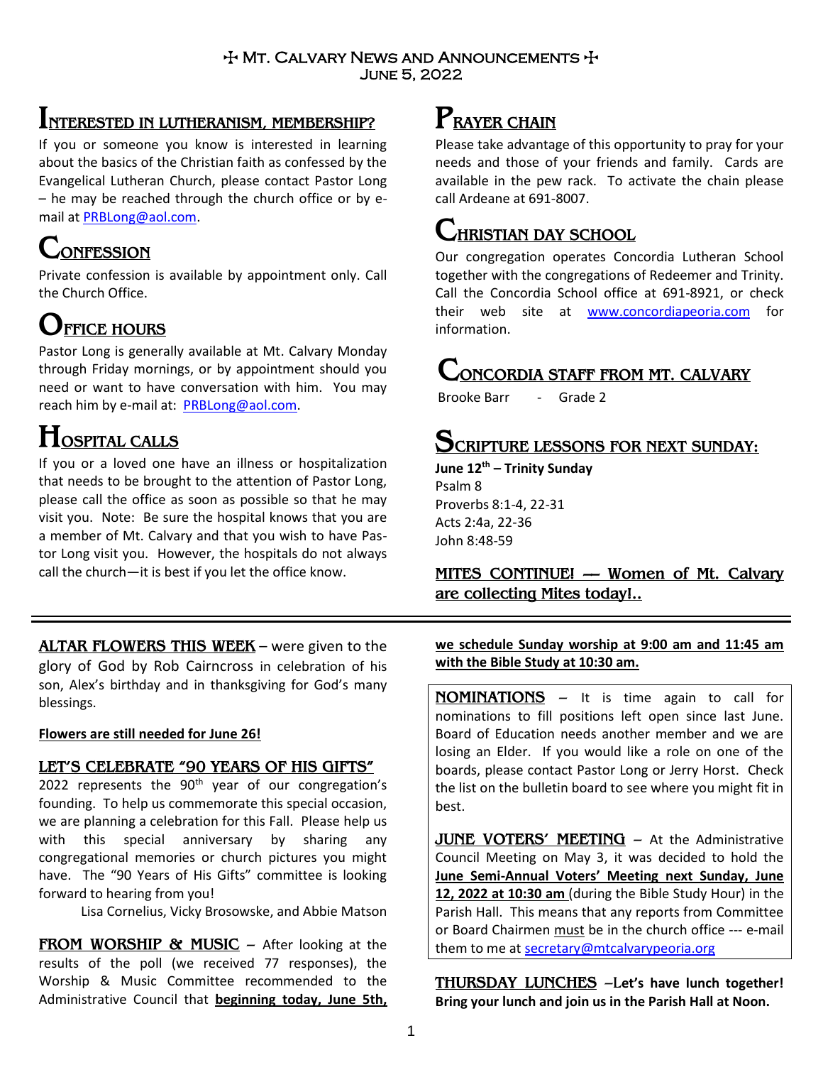# ✠ Mt. Calvary News and Announcements ✠
June 5, 2022

## Interested in Lutheranism, Membership?

If you or someone you know is interested in learning about the basics of the Christian faith as confessed by the Evangelical Lutheran Church, please contact Pastor Long – he may be reached through the church office or by e-mail at PRBLong@aol.com.

## Confession

Private confession is available by appointment only. Call the Church Office.

## Office Hours

Pastor Long is generally available at Mt. Calvary Monday through Friday mornings, or by appointment should you need or want to have conversation with him. You may reach him by e-mail at: PRBLong@aol.com.

## Hospital Calls

If you or a loved one have an illness or hospitalization that needs to be brought to the attention of Pastor Long, please call the office as soon as possible so that he may visit you. Note: Be sure the hospital knows that you are a member of Mt. Calvary and that you wish to have Pastor Long visit you. However, the hospitals do not always call the church—it is best if you let the office know.

## Prayer Chain

Please take advantage of this opportunity to pray for your needs and those of your friends and family. Cards are available in the pew rack. To activate the chain please call Ardeane at 691-8007.

## Christian Day School

Our congregation operates Concordia Lutheran School together with the congregations of Redeemer and Trinity. Call the Concordia School office at 691-8921, or check their web site at www.concordiapeoria.com for information.

## Concordia Staff from Mt. Calvary

Brooke Barr - Grade 2

## Scripture Lessons for Next Sunday:

**June 12th – Trinity Sunday**
Psalm 8
Proverbs 8:1-4, 22-31
Acts 2:4a, 22-36
John 8:48-59

**MITES CONTINUE! — Women of Mt. Calvary are collecting Mites today!..**

---

**ALTAR FLOWERS THIS WEEK** – were given to the glory of God by Rob Cairncross in celebration of his son, Alex's birthday and in thanksgiving for God's many blessings.

**Flowers are still needed for June 26!**

**LET'S CELEBRATE "90 YEARS OF HIS GIFTS"**

2022 represents the 90th year of our congregation's founding. To help us commemorate this special occasion, we are planning a celebration for this Fall. Please help us with this special anniversary by sharing any congregational memories or church pictures you might have. The "90 Years of His Gifts" committee is looking forward to hearing from you!

Lisa Cornelius, Vicky Brosowske, and Abbie Matson

**FROM WORSHIP & MUSIC** – After looking at the results of the poll (we received 77 responses), the Worship & Music Committee recommended to the Administrative Council that **beginning today, June 5th, we schedule Sunday worship at 9:00 am and 11:45 am with the Bible Study at 10:30 am.**

**NOMINATIONS** – It is time again to call for nominations to fill positions left open since last June. Board of Education needs another member and we are losing an Elder. If you would like a role on one of the boards, please contact Pastor Long or Jerry Horst. Check the list on the bulletin board to see where you might fit in best.

**JUNE VOTERS' MEETING** – At the Administrative Council Meeting on May 3, it was decided to hold the **June Semi-Annual Voters' Meeting next Sunday, June 12, 2022 at 10:30 am** (during the Bible Study Hour) in the Parish Hall. This means that any reports from Committee or Board Chairmen must be in the church office --- e-mail them to me at secretary@mtcalvarypeoria.org

**THURSDAY LUNCHES** –**Let's have lunch together! Bring your lunch and join us in the Parish Hall at Noon.**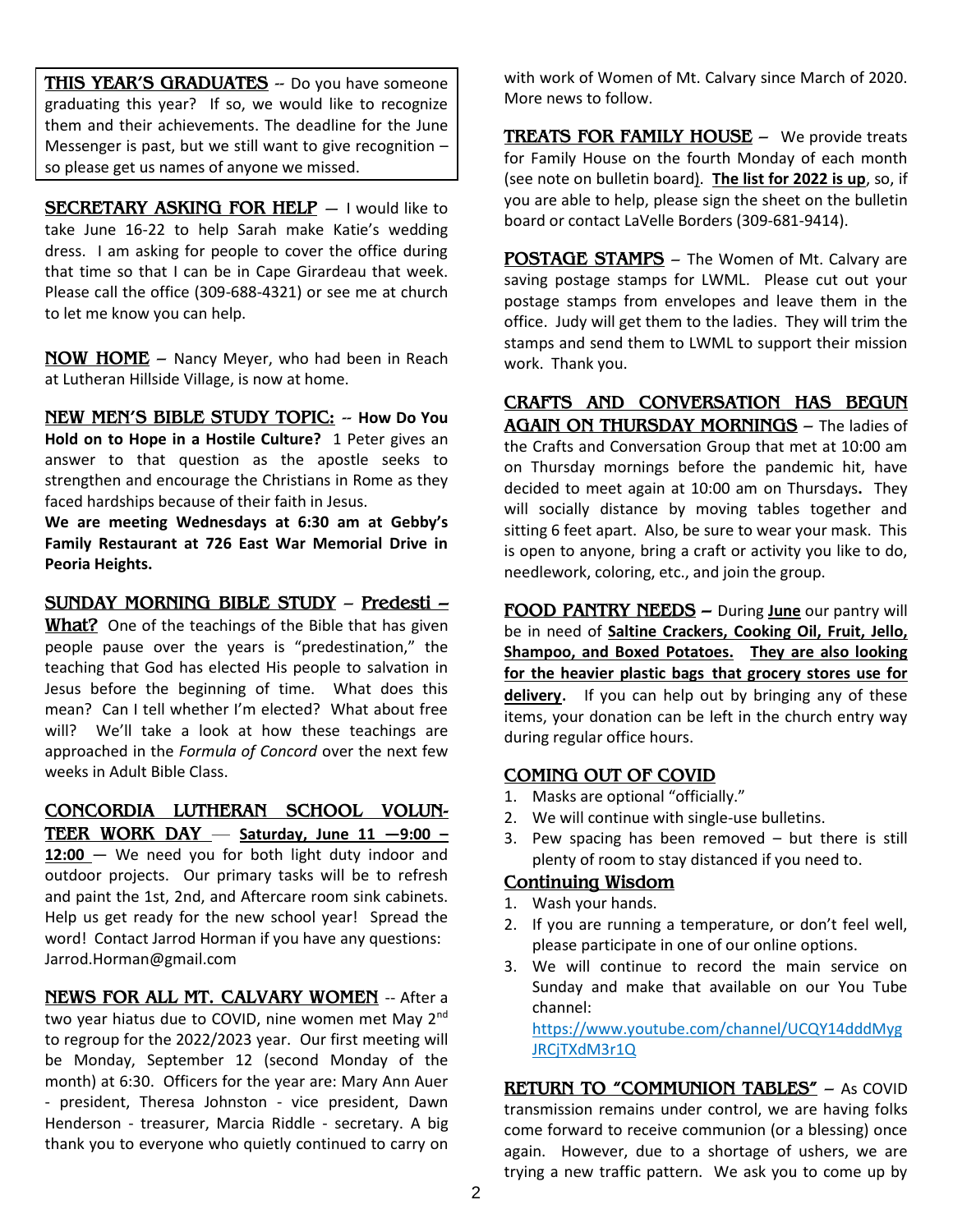**THIS YEAR'S GRADUATES** -- Do you have someone graduating this year? If so, we would like to recognize them and their achievements. The deadline for the June Messenger is past, but we still want to give recognition – so please get us names of anyone we missed.

**SECRETARY ASKING FOR HELP** — I would like to take June 16-22 to help Sarah make Katie's wedding dress. I am asking for people to cover the office during that time so that I can be in Cape Girardeau that week. Please call the office (309-688-4321) or see me at church to let me know you can help.

**NOW HOME** – Nancy Meyer, who had been in Reach at Lutheran Hillside Village, is now at home.

**NEW MEN'S BIBLE STUDY TOPIC:** -- **How Do You Hold on to Hope in a Hostile Culture?** 1 Peter gives an answer to that question as the apostle seeks to strengthen and encourage the Christians in Rome as they faced hardships because of their faith in Jesus.

**We are meeting Wednesdays at 6:30 am at Gebby's Family Restaurant at 726 East War Memorial Drive in Peoria Heights.**

**SUNDAY MORNING BIBLE STUDY** – **Predesti – What?** One of the teachings of the Bible that has given people pause over the years is "predestination," the teaching that God has elected His people to salvation in Jesus before the beginning of time. What does this mean? Can I tell whether I'm elected? What about free will? We'll take a look at how these teachings are approached in the *Formula of Concord* over the next few weeks in Adult Bible Class.

**CONCORDIA LUTHERAN SCHOOL VOLUNTEER WORK DAY** — **Saturday, June 11 —9:00 – 12:00** — We need you for both light duty indoor and outdoor projects. Our primary tasks will be to refresh and paint the 1st, 2nd, and Aftercare room sink cabinets. Help us get ready for the new school year! Spread the word! Contact Jarrod Horman if you have any questions: Jarrod.Horman@gmail.com

**NEWS FOR ALL MT. CALVARY WOMEN** -- After a two year hiatus due to COVID, nine women met May 2nd to regroup for the 2022/2023 year. Our first meeting will be Monday, September 12 (second Monday of the month) at 6:30. Officers for the year are: Mary Ann Auer - president, Theresa Johnston - vice president, Dawn Henderson - treasurer, Marcia Riddle - secretary. A big thank you to everyone who quietly continued to carry on with work of Women of Mt. Calvary since March of 2020. More news to follow.

**TREATS FOR FAMILY HOUSE** – We provide treats for Family House on the fourth Monday of each month (see note on bulletin board). **The list for 2022 is up**, so, if you are able to help, please sign the sheet on the bulletin board or contact LaVelle Borders (309-681-9414).

**POSTAGE STAMPS** – The Women of Mt. Calvary are saving postage stamps for LWML. Please cut out your postage stamps from envelopes and leave them in the office. Judy will get them to the ladies. They will trim the stamps and send them to LWML to support their mission work. Thank you.

**CRAFTS AND CONVERSATION HAS BEGUN AGAIN ON THURSDAY MORNINGS** – The ladies of the Crafts and Conversation Group that met at 10:00 am on Thursday mornings before the pandemic hit, have decided to meet again at 10:00 am on Thursdays**.** They will socially distance by moving tables together and sitting 6 feet apart. Also, be sure to wear your mask. This is open to anyone, bring a craft or activity you like to do, needlework, coloring, etc., and join the group.

**FOOD PANTRY NEEDS –** During **June** our pantry will be in need of **Saltine Crackers, Cooking Oil, Fruit, Jello, Shampoo, and Boxed Potatoes. They are also looking for the heavier plastic bags that grocery stores use for delivery**. If you can help out by bringing any of these items, your donation can be left in the church entry way during regular office hours.

**COMING OUT OF COVID**

1. Masks are optional "officially."
2. We will continue with single-use bulletins.
3. Pew spacing has been removed – but there is still plenty of room to stay distanced if you need to.

**Continuing Wisdom**

1. Wash your hands.
2. If you are running a temperature, or don't feel well, please participate in one of our online options.
3. We will continue to record the main service on Sunday and make that available on our You Tube channel: https://www.youtube.com/channel/UCQY14dddMygJRCjTXdM3r1Q

**RETURN TO "COMMUNION TABLES"** – As COVID transmission remains under control, we are having folks come forward to receive communion (or a blessing) once again. However, due to a shortage of ushers, we are trying a new traffic pattern. We ask you to come up by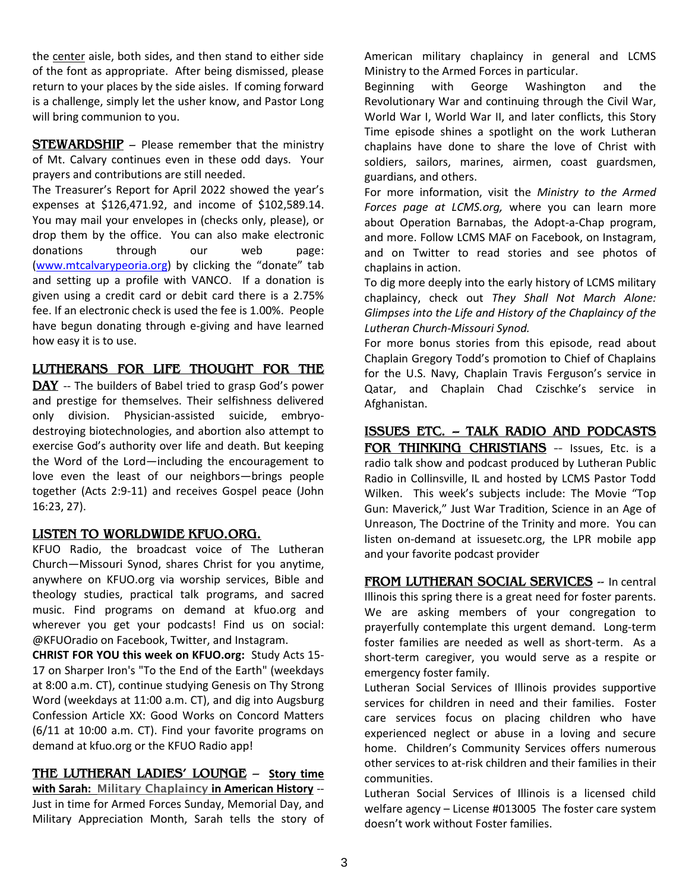the center aisle, both sides, and then stand to either side of the font as appropriate. After being dismissed, please return to your places by the side aisles. If coming forward is a challenge, simply let the usher know, and Pastor Long will bring communion to you.

**STEWARDSHIP** – Please remember that the ministry of Mt. Calvary continues even in these odd days. Your prayers and contributions are still needed.

The Treasurer's Report for April 2022 showed the year's expenses at $126,471.92, and income of $102,589.14. You may mail your envelopes in (checks only, please), or drop them by the office. You can also make electronic donations through our web page: (www.mtcalvarypeoria.org) by clicking the "donate" tab and setting up a profile with VANCO. If a donation is given using a credit card or debit card there is a 2.75% fee. If an electronic check is used the fee is 1.00%. People have begun donating through e-giving and have learned how easy it is to use.

**LUTHERANS FOR LIFE THOUGHT FOR THE DAY** -- The builders of Babel tried to grasp God's power and prestige for themselves. Their selfishness delivered only division. Physician-assisted suicide, embryo-destroying biotechnologies, and abortion also attempt to exercise God's authority over life and death. But keeping the Word of the Lord—including the encouragement to love even the least of our neighbors—brings people together (Acts 2:9-11) and receives Gospel peace (John 16:23, 27).

**LISTEN TO WORLDWIDE KFUO.ORG.**

KFUO Radio, the broadcast voice of The Lutheran Church—Missouri Synod, shares Christ for you anytime, anywhere on KFUO.org via worship services, Bible and theology studies, practical talk programs, and sacred music. Find programs on demand at kfuo.org and wherever you get your podcasts! Find us on social: @KFUOradio on Facebook, Twitter, and Instagram.

**CHRIST FOR YOU this week on KFUO.org:** Study Acts 15-17 on Sharper Iron's "To the End of the Earth" (weekdays at 8:00 a.m. CT), continue studying Genesis on Thy Strong Word (weekdays at 11:00 a.m. CT), and dig into Augsburg Confession Article XX: Good Works on Concord Matters (6/11 at 10:00 a.m. CT). Find your favorite programs on demand at kfuo.org or the KFUO Radio app!

**THE LUTHERAN LADIES' LOUNGE** – **Story time with Sarah: Military Chaplaincy in American History** -- Just in time for Armed Forces Sunday, Memorial Day, and Military Appreciation Month, Sarah tells the story of American military chaplaincy in general and LCMS Ministry to the Armed Forces in particular.

Beginning with George Washington and the Revolutionary War and continuing through the Civil War, World War I, World War II, and later conflicts, this Story Time episode shines a spotlight on the work Lutheran chaplains have done to share the love of Christ with soldiers, sailors, marines, airmen, coast guardsmen, guardians, and others.

For more information, visit the *Ministry to the Armed Forces page at LCMS.org,* where you can learn more about Operation Barnabas, the Adopt-a-Chap program, and more. Follow LCMS MAF on Facebook, on Instagram, and on Twitter to read stories and see photos of chaplains in action.

To dig more deeply into the early history of LCMS military chaplaincy, check out *They Shall Not March Alone: Glimpses into the Life and History of the Chaplaincy of the Lutheran Church-Missouri Synod.*

For more bonus stories from this episode, read about Chaplain Gregory Todd's promotion to Chief of Chaplains for the U.S. Navy, Chaplain Travis Ferguson's service in Qatar, and Chaplain Chad Czischke's service in Afghanistan.

**ISSUES ETC. – TALK RADIO AND PODCASTS FOR THINKING CHRISTIANS** -- Issues, Etc. is a radio talk show and podcast produced by Lutheran Public Radio in Collinsville, IL and hosted by LCMS Pastor Todd Wilken. This week's subjects include: The Movie "Top Gun: Maverick," Just War Tradition, Science in an Age of Unreason, The Doctrine of the Trinity and more. You can listen on-demand at issuesetc.org, the LPR mobile app and your favorite podcast provider

**FROM LUTHERAN SOCIAL SERVICES** -- In central Illinois this spring there is a great need for foster parents. We are asking members of your congregation to prayerfully contemplate this urgent demand. Long-term foster families are needed as well as short-term. As a short-term caregiver, you would serve as a respite or emergency foster family.

Lutheran Social Services of Illinois provides supportive services for children in need and their families. Foster care services focus on placing children who have experienced neglect or abuse in a loving and secure home. Children's Community Services offers numerous other services to at-risk children and their families in their communities.

Lutheran Social Services of Illinois is a licensed child welfare agency – License #013005 The foster care system doesn't work without Foster families.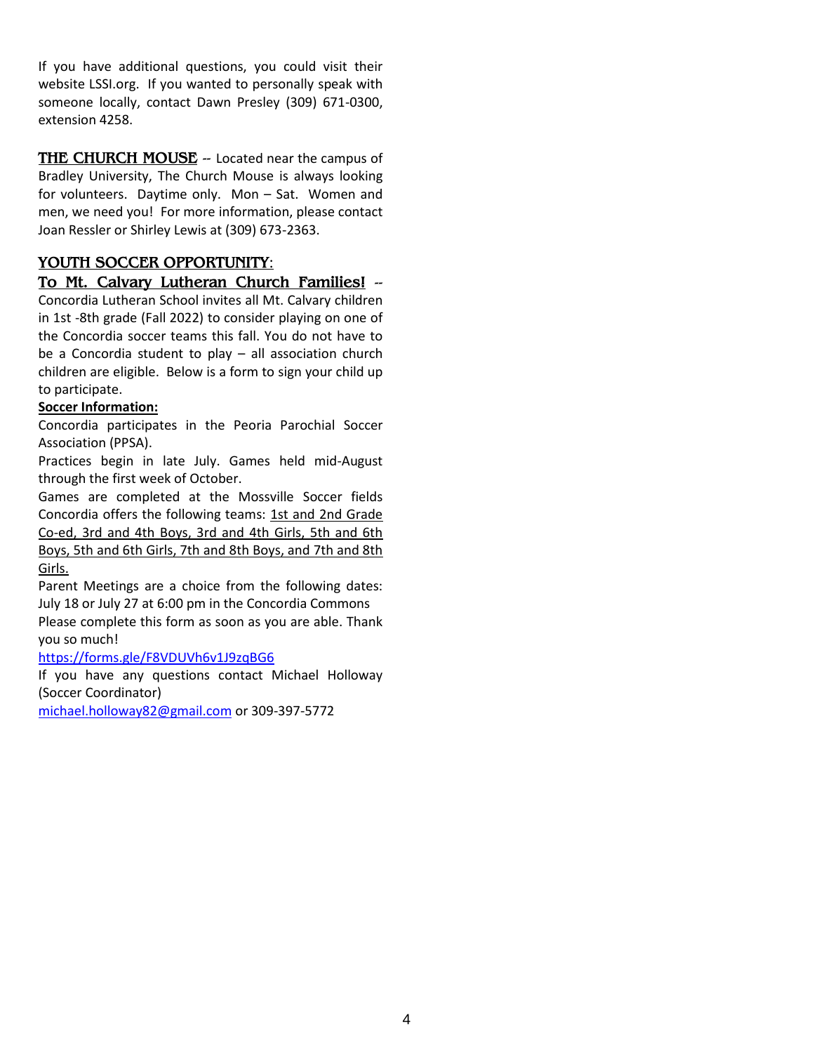If you have additional questions, you could visit their website LSSI.org. If you wanted to personally speak with someone locally, contact Dawn Presley (309) 671-0300, extension 4258.

**THE CHURCH MOUSE** -- Located near the campus of Bradley University, The Church Mouse is always looking for volunteers. Daytime only. Mon – Sat. Women and men, we need you! For more information, please contact Joan Ressler or Shirley Lewis at (309) 673-2363.

## YOUTH SOCCER OPPORTUNITY:

**To Mt. Calvary Lutheran Church Families!** -- Concordia Lutheran School invites all Mt. Calvary children in 1st -8th grade (Fall 2022) to consider playing on one of the Concordia soccer teams this fall. You do not have to be a Concordia student to play – all association church children are eligible. Below is a form to sign your child up to participate.

**Soccer Information:**

Concordia participates in the Peoria Parochial Soccer Association (PPSA).

Practices begin in late July. Games held mid-August through the first week of October.

Games are completed at the Mossville Soccer fields

Concordia offers the following teams: 1st and 2nd Grade Co-ed, 3rd and 4th Boys, 3rd and 4th Girls, 5th and 6th Boys, 5th and 6th Girls, 7th and 8th Boys, and 7th and 8th Girls.

Parent Meetings are a choice from the following dates: July 18 or July 27 at 6:00 pm in the Concordia Commons

Please complete this form as soon as you are able. Thank you so much!

https://forms.gle/F8VDUVh6v1J9zqBG6

If you have any questions contact Michael Holloway (Soccer Coordinator)

michael.holloway82@gmail.com or 309-397-5772